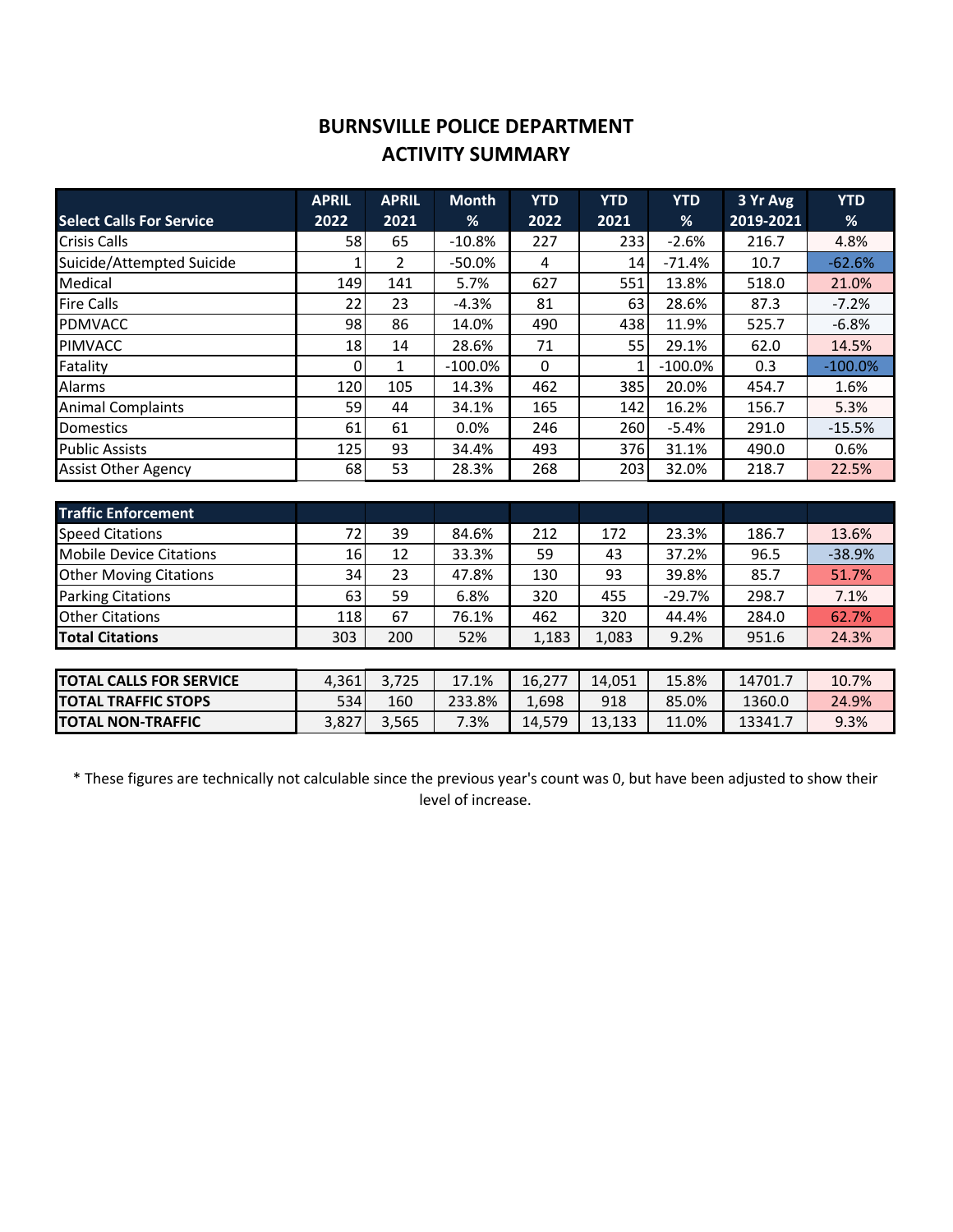# BURNSVILLE POLICE DEPARTMENT
## ACTIVITY SUMMARY

| Select Calls For Service | APRIL 2022 | APRIL 2021 | Month % | YTD 2022 | YTD 2021 | YTD % | 3 Yr Avg 2019-2021 | YTD % |
|---|---|---|---|---|---|---|---|---|
| Crisis Calls | 58 | 65 | -10.8% | 227 | 233 | -2.6% | 216.7 | 4.8% |
| Suicide/Attempted Suicide | 1 | 2 | -50.0% | 4 | 14 | -71.4% | 10.7 | -62.6% |
| Medical | 149 | 141 | 5.7% | 627 | 551 | 13.8% | 518.0 | 21.0% |
| Fire Calls | 22 | 23 | -4.3% | 81 | 63 | 28.6% | 87.3 | -7.2% |
| PDMVACC | 98 | 86 | 14.0% | 490 | 438 | 11.9% | 525.7 | -6.8% |
| PIMVACC | 18 | 14 | 28.6% | 71 | 55 | 29.1% | 62.0 | 14.5% |
| Fatality | 0 | 1 | -100.0% | 0 | 1 | -100.0% | 0.3 | -100.0% |
| Alarms | 120 | 105 | 14.3% | 462 | 385 | 20.0% | 454.7 | 1.6% |
| Animal Complaints | 59 | 44 | 34.1% | 165 | 142 | 16.2% | 156.7 | 5.3% |
| Domestics | 61 | 61 | 0.0% | 246 | 260 | -5.4% | 291.0 | -15.5% |
| Public Assists | 125 | 93 | 34.4% | 493 | 376 | 31.1% | 490.0 | 0.6% |
| Assist Other Agency | 68 | 53 | 28.3% | 268 | 203 | 32.0% | 218.7 | 22.5% |

| Traffic Enforcement | | | | | | | | |
|---|---|---|---|---|---|---|---|---|
| Speed Citations | 72 | 39 | 84.6% | 212 | 172 | 23.3% | 186.7 | 13.6% |
| Mobile Device Citations | 16 | 12 | 33.3% | 59 | 43 | 37.2% | 96.5 | -38.9% |
| Other Moving Citations | 34 | 23 | 47.8% | 130 | 93 | 39.8% | 85.7 | 51.7% |
| Parking Citations | 63 | 59 | 6.8% | 320 | 455 | -29.7% | 298.7 | 7.1% |
| Other Citations | 118 | 67 | 76.1% | 462 | 320 | 44.4% | 284.0 | 62.7% |
| **Total Citations** | 303 | 200 | 52% | 1,183 | 1,083 | 9.2% | 951.6 | 24.3% |

| | | | | | | | | |
|---|---|---|---|---|---|---|---|---|
| **TOTAL CALLS FOR SERVICE** | 4,361 | 3,725 | 17.1% | 16,277 | 14,051 | 15.8% | 14701.7 | 10.7% |
| **TOTAL TRAFFIC STOPS** | 534 | 160 | 233.8% | 1,698 | 918 | 85.0% | 1360.0 | 24.9% |
| **TOTAL NON-TRAFFIC** | 3,827 | 3,565 | 7.3% | 14,579 | 13,133 | 11.0% | 13341.7 | 9.3% |

* These figures are technically not calculable since the previous year's count was 0, but have been adjusted to show their level of increase.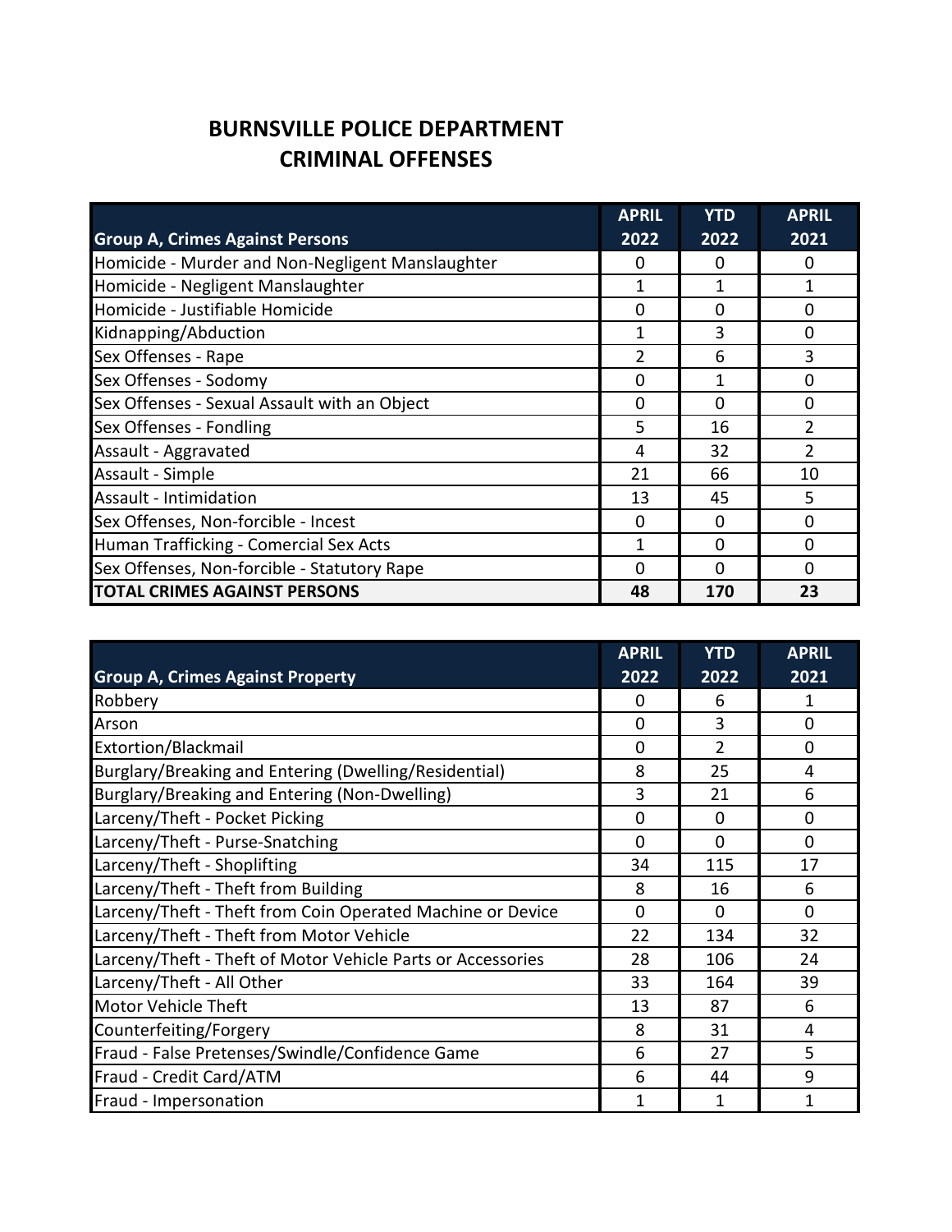# BURNSVILLE POLICE DEPARTMENT
# CRIMINAL OFFENSES

| Group A, Crimes Against Persons | APRIL 2022 | YTD 2022 | APRIL 2021 |
|---|---|---|---|
| Homicide - Murder and Non-Negligent Manslaughter | 0 | 0 | 0 |
| Homicide - Negligent Manslaughter | 1 | 1 | 1 |
| Homicide - Justifiable Homicide | 0 | 0 | 0 |
| Kidnapping/Abduction | 1 | 3 | 0 |
| Sex Offenses - Rape | 2 | 6 | 3 |
| Sex Offenses - Sodomy | 0 | 1 | 0 |
| Sex Offenses - Sexual Assault with an Object | 0 | 0 | 0 |
| Sex Offenses - Fondling | 5 | 16 | 2 |
| Assault - Aggravated | 4 | 32 | 2 |
| Assault - Simple | 21 | 66 | 10 |
| Assault - Intimidation | 13 | 45 | 5 |
| Sex Offenses, Non-forcible - Incest | 0 | 0 | 0 |
| Human Trafficking - Comercial Sex Acts | 1 | 0 | 0 |
| Sex Offenses, Non-forcible - Statutory Rape | 0 | 0 | 0 |
| **TOTAL CRIMES AGAINST PERSONS** | **48** | **170** | **23** |

| Group A, Crimes Against Property | APRIL 2022 | YTD 2022 | APRIL 2021 |
|---|---|---|---|
| Robbery | 0 | 6 | 1 |
| Arson | 0 | 3 | 0 |
| Extortion/Blackmail | 0 | 2 | 0 |
| Burglary/Breaking and Entering (Dwelling/Residential) | 8 | 25 | 4 |
| Burglary/Breaking and Entering (Non-Dwelling) | 3 | 21 | 6 |
| Larceny/Theft - Pocket Picking | 0 | 0 | 0 |
| Larceny/Theft - Purse-Snatching | 0 | 0 | 0 |
| Larceny/Theft - Shoplifting | 34 | 115 | 17 |
| Larceny/Theft - Theft from Building | 8 | 16 | 6 |
| Larceny/Theft - Theft from Coin Operated Machine or Device | 0 | 0 | 0 |
| Larceny/Theft - Theft from Motor Vehicle | 22 | 134 | 32 |
| Larceny/Theft - Theft of Motor Vehicle Parts or Accessories | 28 | 106 | 24 |
| Larceny/Theft - All Other | 33 | 164 | 39 |
| Motor Vehicle Theft | 13 | 87 | 6 |
| Counterfeiting/Forgery | 8 | 31 | 4 |
| Fraud - False Pretenses/Swindle/Confidence Game | 6 | 27 | 5 |
| Fraud - Credit Card/ATM | 6 | 44 | 9 |
| Fraud - Impersonation | 1 | 1 | 1 |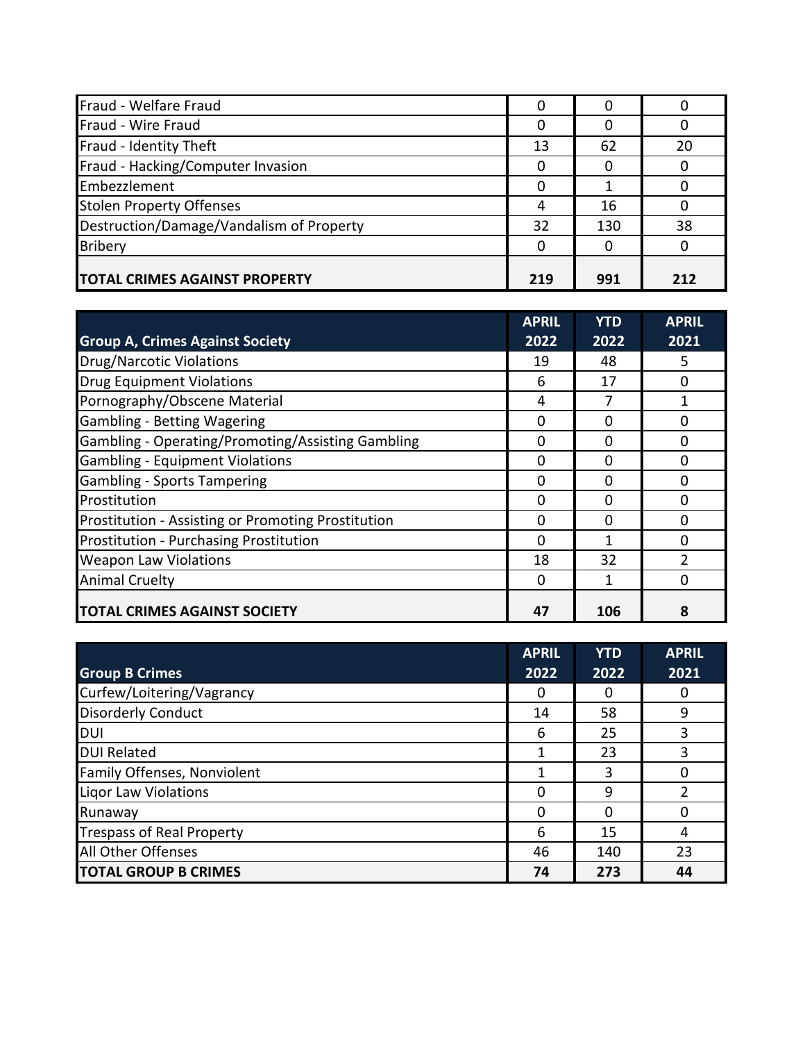| | | | |
|---|---|---|---|
| Fraud - Welfare Fraud | 0 | 0 | 0 |
| Fraud - Wire Fraud | 0 | 0 | 0 |
| Fraud - Identity Theft | 13 | 62 | 20 |
| Fraud - Hacking/Computer Invasion | 0 | 0 | 0 |
| Embezzlement | 0 | 1 | 0 |
| Stolen Property Offenses | 4 | 16 | 0 |
| Destruction/Damage/Vandalism of Property | 32 | 130 | 38 |
| Bribery | 0 | 0 | 0 |
| **TOTAL CRIMES AGAINST PROPERTY** | **219** | **991** | **212** |

| Group A, Crimes Against Society | APRIL 2022 | YTD 2022 | APRIL 2021 |
|---|---|---|---|
| Drug/Narcotic Violations | 19 | 48 | 5 |
| Drug Equipment Violations | 6 | 17 | 0 |
| Pornography/Obscene Material | 4 | 7 | 1 |
| Gambling - Betting Wagering | 0 | 0 | 0 |
| Gambling - Operating/Promoting/Assisting Gambling | 0 | 0 | 0 |
| Gambling - Equipment Violations | 0 | 0 | 0 |
| Gambling - Sports Tampering | 0 | 0 | 0 |
| Prostitution | 0 | 0 | 0 |
| Prostitution - Assisting or Promoting Prostitution | 0 | 0 | 0 |
| Prostitution - Purchasing Prostitution | 0 | 1 | 0 |
| Weapon Law Violations | 18 | 32 | 2 |
| Animal Cruelty | 0 | 1 | 0 |
| **TOTAL CRIMES AGAINST SOCIETY** | **47** | **106** | **8** |

| Group B Crimes | APRIL 2022 | YTD 2022 | APRIL 2021 |
|---|---|---|---|
| Curfew/Loitering/Vagrancy | 0 | 0 | 0 |
| Disorderly Conduct | 14 | 58 | 9 |
| DUI | 6 | 25 | 3 |
| DUI Related | 1 | 23 | 3 |
| Family Offenses, Nonviolent | 1 | 3 | 0 |
| Liqor Law Violations | 0 | 9 | 2 |
| Runaway | 0 | 0 | 0 |
| Trespass of Real Property | 6 | 15 | 4 |
| All Other Offenses | 46 | 140 | 23 |
| **TOTAL GROUP B CRIMES** | **74** | **273** | **44** |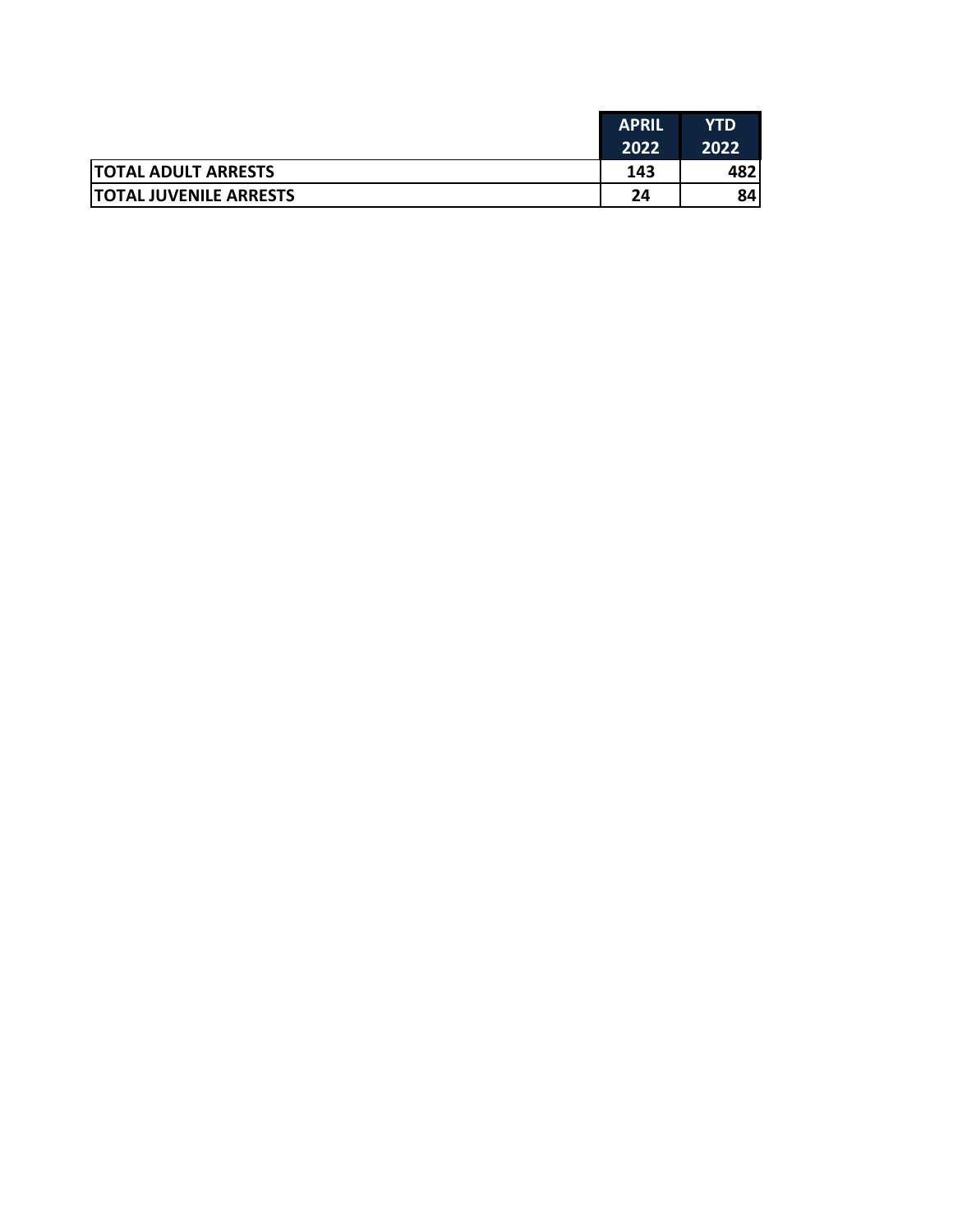| | APRIL 2022 | YTD 2022 |
|---|---|---|
| TOTAL ADULT ARRESTS | 143 | 482 |
| TOTAL JUVENILE ARRESTS | 24 | 84 |